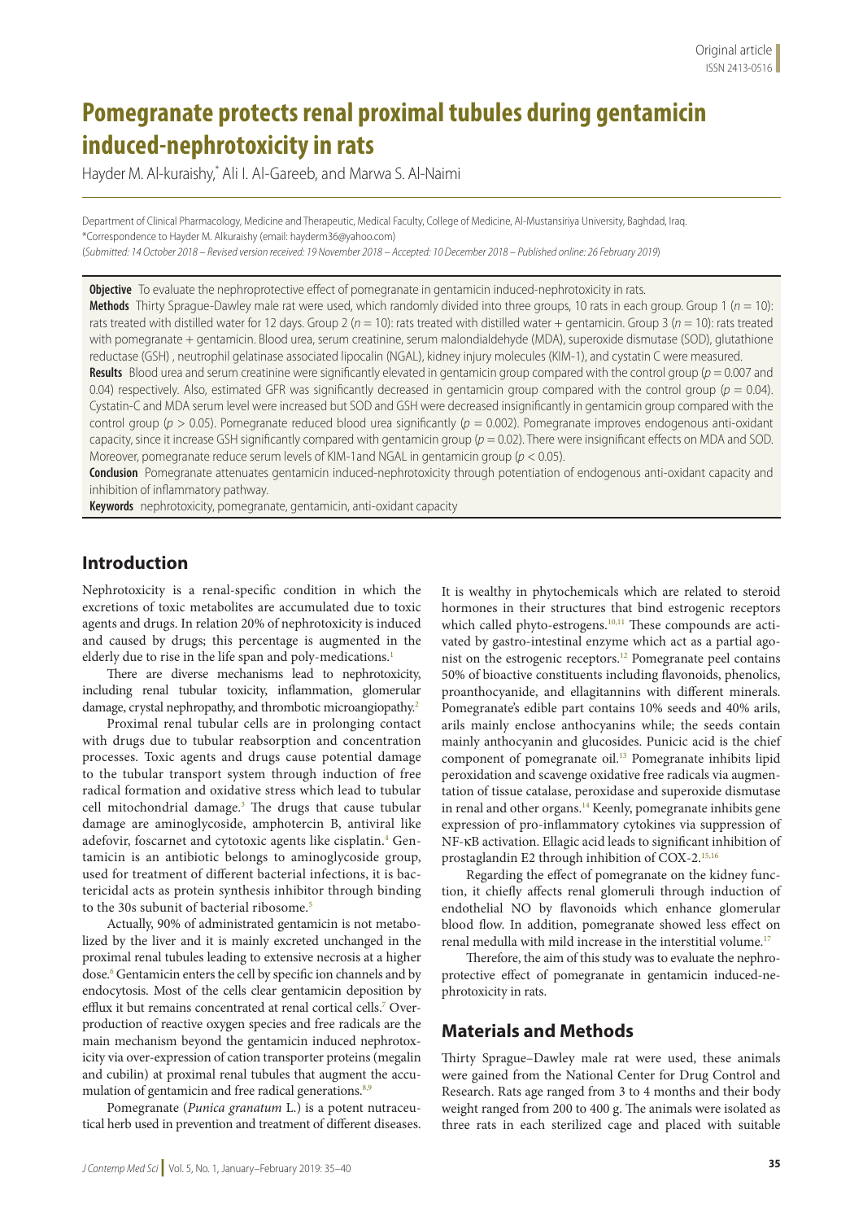Original article
ISSN 2413-0516

# Pomegranate protects renal proximal tubules during gentamicin induced-nephrotoxicity in rats

Hayder M. Al-kuraishy,* Ali I. Al-Gareeb, and Marwa S. Al-Naimi

Department of Clinical Pharmacology, Medicine and Therapeutic, Medical Faculty, College of Medicine, Al-Mustansiriya University, Baghdad, Iraq.
*Correspondence to Hayder M. Alkuraishy (email: hayderm36@yahoo.com)
(*Submitted: 14 October 2018 – Revised version received: 19 November 2018 – Accepted: 10 December 2018 – Published online: 26 February 2019*)

**Objective** To evaluate the nephroprotective effect of pomegranate in gentamicin induced-nephrotoxicity in rats.

**Methods** Thirty Sprague-Dawley male rat were used, which randomly divided into three groups, 10 rats in each group. Group 1 ($n = 10$): rats treated with distilled water for 12 days. Group 2 ($n = 10$): rats treated with distilled water + gentamicin. Group 3 ($n = 10$): rats treated with pomegranate + gentamicin. Blood urea, serum creatinine, serum malondialdehyde (MDA), superoxide dismutase (SOD), glutathione reductase (GSH) , neutrophil gelatinase associated lipocalin (NGAL), kidney injury molecules (KIM-1), and cystatin C were measured.

**Results** Blood urea and serum creatinine were significantly elevated in gentamicin group compared with the control group ($p = 0.007$ and 0.04) respectively. Also, estimated GFR was significantly decreased in gentamicin group compared with the control group ($p = 0.04$). Cystatin-C and MDA serum level were increased but SOD and GSH were decreased insignificantly in gentamicin group compared with the control group ($p > 0.05$). Pomegranate reduced blood urea significantly ($p = 0.002$). Pomegranate improves endogenous anti-oxidant capacity, since it increase GSH significantly compared with gentamicin group ($p = 0.02$). There were insignificant effects on MDA and SOD. Moreover, pomegranate reduce serum levels of KIM-1and NGAL in gentamicin group ($p < 0.05$).

**Conclusion** Pomegranate attenuates gentamicin induced-nephrotoxicity through potentiation of endogenous anti-oxidant capacity and inhibition of inflammatory pathway.

**Keywords** nephrotoxicity, pomegranate, gentamicin, anti-oxidant capacity

## Introduction

Nephrotoxicity is a renal-specific condition in which the excretions of toxic metabolites are accumulated due to toxic agents and drugs. In relation 20% of nephrotoxicity is induced and caused by drugs; this percentage is augmented in the elderly due to rise in the life span and poly-medications.[1]

There are diverse mechanisms lead to nephrotoxicity, including renal tubular toxicity, inflammation, glomerular damage, crystal nephropathy, and thrombotic microangiopathy.[2]

Proximal renal tubular cells are in prolonging contact with drugs due to tubular reabsorption and concentration processes. Toxic agents and drugs cause potential damage to the tubular transport system through induction of free radical formation and oxidative stress which lead to tubular cell mitochondrial damage.[3] The drugs that cause tubular damage are aminoglycoside, amphotercin B, antiviral like adefovir, foscarnet and cytotoxic agents like cisplatin.[4] Gentamicin is an antibiotic belongs to aminoglycoside group, used for treatment of different bacterial infections, it is bactericidal acts as protein synthesis inhibitor through binding to the 30s subunit of bacterial ribosome.[5]

Actually, 90% of administrated gentamicin is not metabolized by the liver and it is mainly excreted unchanged in the proximal renal tubules leading to extensive necrosis at a higher dose.[6] Gentamicin enters the cell by specific ion channels and by endocytosis. Most of the cells clear gentamicin deposition by efflux it but remains concentrated at renal cortical cells.[7] Overproduction of reactive oxygen species and free radicals are the main mechanism beyond the gentamicin induced nephrotoxicity via over-expression of cation transporter proteins (megalin and cubilin) at proximal renal tubules that augment the accumulation of gentamicin and free radical generations.[8,9]

Pomegranate (*Punica granatum* L.) is a potent nutraceutical herb used in prevention and treatment of different diseases. It is wealthy in phytochemicals which are related to steroid hormones in their structures that bind estrogenic receptors which called phyto-estrogens.[10,11] These compounds are activated by gastro-intestinal enzyme which act as a partial agonist on the estrogenic receptors.[12] Pomegranate peel contains 50% of bioactive constituents including flavonoids, phenolics, proanthocyanide, and ellagitannins with different minerals. Pomegranate's edible part contains 10% seeds and 40% arils, arils mainly enclose anthocyanins while; the seeds contain mainly anthocyanin and glucosides. Punicic acid is the chief component of pomegranate oil.[13] Pomegranate inhibits lipid peroxidation and scavenge oxidative free radicals via augmentation of tissue catalase, peroxidase and superoxide dismutase in renal and other organs.[14] Keenly, pomegranate inhibits gene expression of pro-inflammatory cytokines via suppression of NF-κB activation. Ellagic acid leads to significant inhibition of prostaglandin E2 through inhibition of COX-2.[15,16]

Regarding the effect of pomegranate on the kidney function, it chiefly affects renal glomeruli through induction of endothelial NO by flavonoids which enhance glomerular blood flow. In addition, pomegranate showed less effect on renal medulla with mild increase in the interstitial volume.[17]

Therefore, the aim of this study was to evaluate the nephroprotective effect of pomegranate in gentamicin induced-nephrotoxicity in rats.

## Materials and Methods

Thirty Sprague–Dawley male rat were used, these animals were gained from the National Center for Drug Control and Research. Rats age ranged from 3 to 4 months and their body weight ranged from 200 to 400 g. The animals were isolated as three rats in each sterilized cage and placed with suitable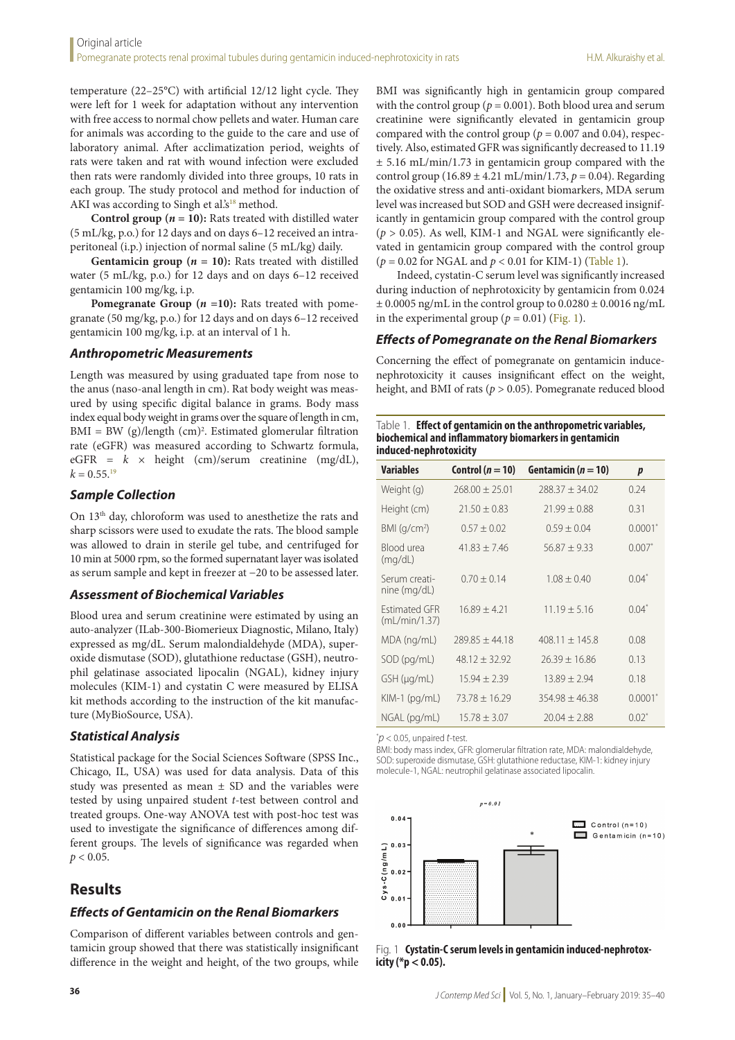temperature (22–25°C) with artificial 12/12 light cycle. They were left for 1 week for adaptation without any intervention with free access to normal chow pellets and water. Human care for animals was according to the guide to the care and use of laboratory animal. After acclimatization period, weights of rats were taken and rat with wound infection were excluded then rats were randomly divided into three groups, 10 rats in each group. The study protocol and method for induction of AKI was according to Singh et al.'s[18] method.

**Control group ($n = 10$):** Rats treated with distilled water (5 mL/kg, p.o.) for 12 days and on days 6–12 received an intraperitoneal (i.p.) injection of normal saline (5 mL/kg) daily.

**Gentamicin group ($n = 10$):** Rats treated with distilled water (5 mL/kg, p.o.) for 12 days and on days 6–12 received gentamicin 100 mg/kg, i.p.

**Pomegranate Group ($n = 10$):** Rats treated with pomegranate (50 mg/kg, p.o.) for 12 days and on days 6–12 received gentamicin 100 mg/kg, i.p. at an interval of 1 h.

### *Anthropometric Measurements*

Length was measured by using graduated tape from nose to the anus (naso-anal length in cm). Rat body weight was measured by using specific digital balance in grams. Body mass index equal body weight in grams over the square of length in cm, $BMI = BW\ (g)/length\ (cm)^2$. Estimated glomerular filtration rate (eGFR) was measured according to Schwartz formula, $eGFR = k \times height\ (cm)/serum\ creatinine\ (mg/dL)$, $k = 0.55$.[19]

### *Sample Collection*

On 13th day, chloroform was used to anesthetize the rats and sharp scissors were used to exudate the rats. The blood sample was allowed to drain in sterile gel tube, and centrifuged for 10 min at 5000 rpm, so the formed supernatant layer was isolated as serum sample and kept in freezer at −20 to be assessed later.

### *Assessment of Biochemical Variables*

Blood urea and serum creatinine were estimated by using an auto-analyzer (ILab-300-Biomerieux Diagnostic, Milano, Italy) expressed as mg/dL. Serum malondialdehyde (MDA), superoxide dismutase (SOD), glutathione reductase (GSH), neutrophil gelatinase associated lipocalin (NGAL), kidney injury molecules (KIM-1) and cystatin C were measured by ELISA kit methods according to the instruction of the kit manufacturer (MyBioSource, USA).

### *Statistical Analysis*

Statistical package for the Social Sciences Software (SPSS Inc., Chicago, IL, USA) was used for data analysis. Data of this study was presented as mean ± SD and the variables were tested by using unpaired student *t*-test between control and treated groups. One-way ANOVA test with post-hoc test was used to investigate the significance of differences among different groups. The levels of significance was regarded when $p < 0.05$.

## Results

### *Effects of Gentamicin on the Renal Biomarkers*

Comparison of different variables between controls and gentamicin group showed that there was statistically insignificant difference in the weight and height, of the two groups, while BMI was significantly high in gentamicin group compared with the control group ($p = 0.001$). Both blood urea and serum creatinine were significantly elevated in gentamicin group compared with the control group ($p = 0.007$ and 0.04), respectively. Also, estimated GFR was significantly decreased to 11.19 ± 5.16 mL/min/1.73 in gentamicin group compared with the control group (16.89 ± 4.21 mL/min/1.73, $p = 0.04$). Regarding the oxidative stress and anti-oxidant biomarkers, MDA serum level was increased but SOD and GSH were decreased insignificantly in gentamicin group compared with the control group ($p > 0.05$). As well, KIM-1 and NGAL were significantly elevated in gentamicin group compared with the control group ($p = 0.02$ for NGAL and $p < 0.01$ for KIM-1) (Table 1).

Indeed, cystatin-C serum level was significantly increased during induction of nephrotoxicity by gentamicin from 0.024 ± 0.0005 ng/mL in the control group to 0.0280 ± 0.0016 ng/mL in the experimental group ($p = 0.01$) (Fig. 1).

### *Effects of Pomegranate on the Renal Biomarkers*

Concerning the effect of pomegranate on gentamicin induce-nephrotoxicity it causes insignificant effect on the weight, height, and BMI of rats ($p > 0.05$). Pomegranate reduced blood

Table 1. **Effect of gentamicin on the anthropometric variables, biochemical and inflammatory biomarkers in gentamicin induced-nephrotoxicity**

| Variables | Control ($n = 10$) | Gentamicin ($n = 10$) | $p$ |
|---|---|---|---|
| Weight (g) | 268.00 ± 25.01 | 288.37 ± 34.02 | 0.24 |
| Height (cm) | 21.50 ± 0.83 | 21.99 ± 0.88 | 0.31 |
| BMI (g/cm²) | 0.57 ± 0.02 | 0.59 ± 0.04 | 0.0001* |
| Blood urea (mg/dL) | 41.83 ± 7.46 | 56.87 ± 9.33 | 0.007* |
| Serum creatinine (mg/dL) | 0.70 ± 0.14 | 1.08 ± 0.40 | 0.04* |
| Estimated GFR (mL/min/1.37) | 16.89 ± 4.21 | 11.19 ± 5.16 | 0.04* |
| MDA (ng/mL) | 289.85 ± 44.18 | 408.11 ± 145.8 | 0.08 |
| SOD (pg/mL) | 48.12 ± 32.92 | 26.39 ± 16.86 | 0.13 |
| GSH (µg/mL) | 15.94 ± 2.39 | 13.89 ± 2.94 | 0.18 |
| KIM-1 (pg/mL) | 73.78 ± 16.29 | 354.98 ± 46.38 | 0.0001* |
| NGAL (pg/mL) | 15.78 ± 3.07 | 20.04 ± 2.88 | 0.02* |

*$p < 0.05$, unpaired *t*-test.

BMI: body mass index, GFR: glomerular filtration rate, MDA: malondialdehyde, SOD: superoxide dismutase, GSH: glutathione reductase, KIM-1: kidney injury molecule-1, NGAL: neutrophil gelatinase associated lipocalin.

Fig. 1 **Cystatin-C serum levels in gentamicin induced-nephrotoxicity (*$p < 0.05$).**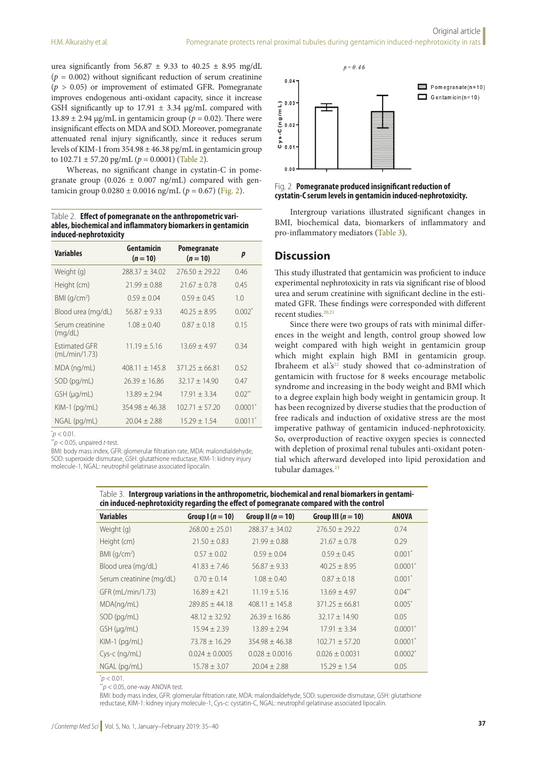urea significantly from 56.87 ± 9.33 to 40.25 ± 8.95 mg/dL ($p$ = 0.002) without significant reduction of serum creatinine ($p > 0.05$) or improvement of estimated GFR. Pomegranate improves endogenous anti-oxidant capacity, since it increase GSH significantly up to 17.91 ± 3.34 µg/mL compared with 13.89 ± 2.94 µg/mL in gentamicin group ($p$ = 0.02). There were insignificant effects on MDA and SOD. Moreover, pomegranate attenuated renal injury significantly, since it reduces serum levels of KIM-1 from 354.98 ± 46.38 pg/mL in gentamicin group to 102.71 ± 57.20 pg/mL ($p$ = 0.0001) (Table 2).

Whereas, no significant change in cystatin-C in pomegranate group (0.026 ± 0.007 ng/mL) compared with gentamicin group 0.0280 ± 0.0016 ng/mL ($p$ = 0.67) (Fig. 2).

Table 2. **Effect of pomegranate on the anthropometric variables, biochemical and inflammatory biomarkers in gentamicin induced-nephrotoxicity**

| Variables | Gentamicin ($n = 10$) | Pomegranate ($n = 10$) | $p$ |
|---|---|---|---|
| Weight (g) | 288.37 ± 34.02 | 276.50 ± 29.22 | 0.46 |
| Height (cm) | 21.99 ± 0.88 | 21.67 ± 0.78 | 0.45 |
| BMI (g/cm$^2$) | 0.59 ± 0.04 | 0.59 ± 0.45 | 1.0 |
| Blood urea (mg/dL) | 56.87 ± 9.33 | 40.25 ± 8.95 | 0.002* |
| Serum creatinine (mg/dL) | 1.08 ± 0.40 | 0.87 ± 0.18 | 0.15 |
| Estimated GFR (mL/min/1.73) | 11.19 ± 5.16 | 13.69 ± 4.97 | 0.34 |
| MDA (ng/mL) | 408.11 ± 145.8 | 371.25 ± 66.81 | 0.52 |
| SOD (pg/mL) | 26.39 ± 16.86 | 32.17 ± 14.90 | 0.47 |
| GSH (µg/mL) | 13.89 ± 2.94 | 17.91 ± 3.34 | 0.02** |
| KIM-1 (pg/mL) | 354.98 ± 46.38 | 102.71 ± 57.20 | 0.0001* |
| NGAL (pg/mL) | 20.04 ± 2.88 | 15.29 ± 1.54 | 0.0011* |

*$p < 0.01$.
**$p < 0.05$, unpaired $t$-test.
BMI: body mass index, GFR: glomerular filtration rate, MDA: malondialdehyde, SOD: superoxide dismutase, GSH: glutathione reductase, KIM-1: kidney injury molecule-1, NGAL: neutrophil gelatinase associated lipocalin.

Fig. 2 **Pomegranate produced insignificant reduction of cystatin-C serum levels in gentamicin induced-nephrotoxicity.**

Intergroup variations illustrated significant changes in BMI, biochemical data, biomarkers of inflammatory and pro-inflammatory mediators (Table 3).

## Discussion

This study illustrated that gentamicin was proficient to induce experimental nephrotoxicity in rats via significant rise of blood urea and serum creatinine with significant decline in the estimated GFR. These findings were corresponded with different recent studies.[20,21]

Since there were two groups of rats with minimal differences in the weight and length, control group showed low weight compared with high weight in gentamicin group which might explain high BMI in gentamicin group. Ibraheem et al.'s[22] study showed that co-adminstration of gentamicin with fructose for 8 weeks encourage metabolic syndrome and increasing in the body weight and BMI which to a degree explain high body weight in gentamicin group. It has been recognized by diverse studies that the production of free radicals and induction of oxidative stress are the most imperative pathway of gentamicin induced-nephrotoxicity. So, overproduction of reactive oxygen species is connected with depletion of proximal renal tubules anti-oxidant potential which afterward developed into lipid peroxidation and tubular damages.[23]

Table 3. **Intergroup variations in the anthropometric, biochemical and renal biomarkers in gentamicin induced-nephrotoxicity regarding the effect of pomegranate compared with the control**

| Variables | Group I ($n = 10$) | Group II ($n = 10$) | Group III ($n = 10$) | ANOVA |
|---|---|---|---|---|
| Weight (g) | 268.00 ± 25.01 | 288.37 ± 34.02 | 276.50 ± 29.22 | 0.74 |
| Height (cm) | 21.50 ± 0.83 | 21.99 ± 0.88 | 21.67 ± 0.78 | 0.29 |
| BMI (g/cm$^2$) | 0.57 ± 0.02 | 0.59 ± 0.04 | 0.59 ± 0.45 | 0.001* |
| Blood urea (mg/dL) | 41.83 ± 7.46 | 56.87 ± 9.33 | 40.25 ± 8.95 | 0.0001* |
| Serum creatinine (mg/dL) | 0.70 ± 0.14 | 1.08 ± 0.40 | 0.87 ± 0.18 | 0.001* |
| GFR (mL/min/1.73) | 16.89 ± 4.21 | 11.19 ± 5.16 | 13.69 ± 4.97 | 0.04** |
| MDA(ng/mL) | 289.85 ± 44.18 | 408.11 ± 145.8 | 371.25 ± 66.81 | 0.005* |
| SOD (pg/mL) | 48.12 ± 32.92 | 26.39 ± 16.86 | 32.17 ± 14.90 | 0.05 |
| GSH (µg/mL) | 15.94 ± 2.39 | 13.89 ± 2.94 | 17.91 ± 3.34 | 0.0001* |
| KIM-1 (pg/mL) | 73.78 ± 16.29 | 354.98 ± 46.38 | 102.71 ± 57.20 | 0.0001* |
| Cys-c (ng/mL) | 0.024 ± 0.0005 | 0.028 ± 0.0016 | 0.026 ± 0.0031 | 0.0002* |
| NGAL (pg/mL) | 15.78 ± 3.07 | 20.04 ± 2.88 | 15.29 ± 1.54 | 0.05 |

*$p < 0.01$.
**$p < 0.05$, one-way ANOVA test.
BMI: body mass index, GFR: glomerular filtration rate, MDA: malondialdehyde, SOD: superoxide dismutase, GSH: glutathione reductase, KIM-1: kidney injury molecule-1, Cys-c: cystatin-C, NGAL: neutrophil gelatinase associated lipocalin.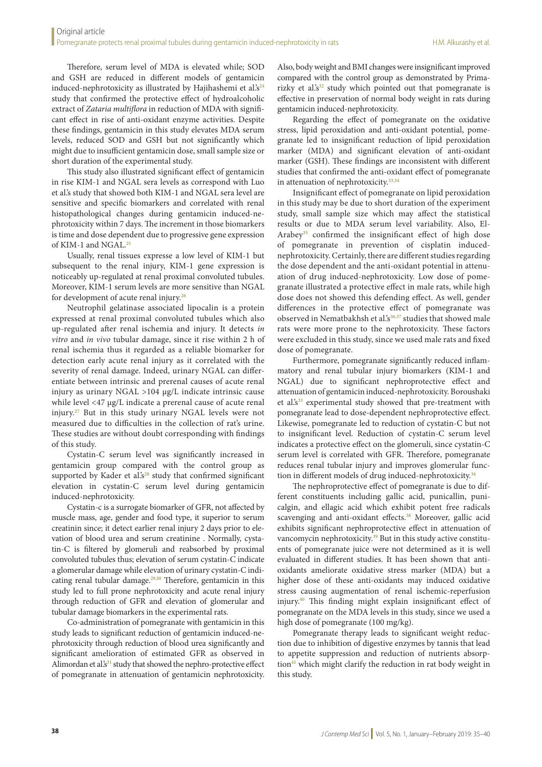Therefore, serum level of MDA is elevated while; SOD and GSH are reduced in different models of gentamicin induced-nephrotoxicity as illustrated by Hajihashemi et al.'s[24] study that confirmed the protective effect of hydroalcoholic extract of *Zataria multiflora* in reduction of MDA with significant effect in rise of anti-oxidant enzyme activities. Despite these findings, gentamicin in this study elevates MDA serum levels, reduced SOD and GSH but not significantly which might due to insufficient gentamicin dose, small sample size or short duration of the experimental study.

This study also illustrated significant effect of gentamicin in rise KIM-1 and NGAL sera levels as correspond with Luo et al.'s study that showed both KIM-1 and NGAL sera level are sensitive and specific biomarkers and correlated with renal histopathological changes during gentamicin induced-nephrotoxicity within 7 days. The increment in those biomarkers is time and dose dependent due to progressive gene expression of KIM-1 and NGAL.[25]

Usually, renal tissues expresse a low level of KIM-1 but subsequent to the renal injury, KIM-1 gene expression is noticeably up-regulated at renal proximal convoluted tubules. Moreover, KIM-1 serum levels are more sensitive than NGAL for development of acute renal injury.[26]

Neutrophil gelatinase associated lipocalin is a protein expressed at renal proximal convoluted tubules which also up-regulated after renal ischemia and injury. It detects *in vitro* and *in vivo* tubular damage, since it rise within 2 h of renal ischemia thus it regarded as a reliable biomarker for detection early acute renal injury as it correlated with the severity of renal damage. Indeed, urinary NGAL can differentiate between intrinsic and prerenal causes of acute renal injury as urinary NGAL >104 μg/L indicate intrinsic cause while level <47 μg/L indicate a prerenal cause of acute renal injury.[27] But in this study urinary NGAL levels were not measured due to difficulties in the collection of rat's urine. These studies are without doubt corresponding with findings of this study.

Cystatin-C serum level was significantly increased in gentamicin group compared with the control group as supported by Kader et al.'s[28] study that confirmed significant elevation in cystatin-C serum level during gentamicin induced-nephrotoxicity.

Cystatin-c is a surrogate biomarker of GFR, not affected by muscle mass, age, gender and food type, it superior to serum creatinin since; it detect earlier renal injury 2 days prior to elevation of blood urea and serum creatinine . Normally, cystatin-C is filtered by glomeruli and reabsorbed by proximal convoluted tubules thus; elevation of serum cystatin-C indicate a glomerular damage while elevation of urinary cystatin-C indicating renal tubular damage.[29,30] Therefore, gentamicin in this study led to full prone nephrotoxicity and acute renal injury through reduction of GFR and elevation of glomerular and tubular damage biomarkers in the experimental rats.

Co-administration of pomegranate with gentamicin in this study leads to significant reduction of gentamicin induced-nephrotoxicity through reduction of blood urea significantly and significant amelioration of estimated GFR as observed in Alimordan et al.'s[31] study that showed the nephro-protective effect of pomegranate in attenuation of gentamicin nephrotoxicity. Also, body weight and BMI changes were insignificant improved compared with the control group as demonstrated by Primarizky et al.'s[32] study which pointed out that pomegranate is effective in preservation of normal body weight in rats during gentamicin induced-nephrotoxicity.

Regarding the effect of pomegranate on the oxidative stress, lipid peroxidation and anti-oxidant potential, pomegranate led to insignificant reduction of lipid peroxidation marker (MDA) and significant elevation of anti-oxidant marker (GSH). These findings are inconsistent with different studies that confirmed the anti-oxidant effect of pomegranate in attenuation of nephrotoxicity.[33,34]

Insignificant effect of pomegranate on lipid peroxidation in this study may be due to short duration of the experiment study, small sample size which may affect the statistical results or due to MDA serum level variability. Also, El-Arabey[35] confirmed the insignificant effect of high dose of pomegranate in prevention of cisplatin induced-nephrotoxicity. Certainly, there are different studies regarding the dose dependent and the anti-oxidant potential in attenuation of drug induced-nephrotoxicity. Low dose of pomegranate illustrated a protective effect in male rats, while high dose does not showed this defending effect. As well, gender differences in the protective effect of pomegranate was observed in Nematbakhsh et al.'s[36,37] studies that showed male rats were more prone to the nephrotoxicity. These factors were excluded in this study, since we used male rats and fixed dose of pomegranate.

Furthermore, pomegranate significantly reduced inflammatory and renal tubular injury biomarkers (KIM-1 and NGAL) due to significant nephroprotective effect and attenuation of gentamicin induced-nephrotoxicity. Boroushaki et al.'s[33] experimental study showed that pre-treatment with pomegranate lead to dose-dependent nephroprotective effect. Likewise, pomegranate led to reduction of cystatin-C but not to insignificant level. Reduction of cystatin-C serum level indicates a protective effect on the glomeruli, since cystatin-C serum level is correlated with GFR. Therefore, pomegranate reduces renal tubular injury and improves glomerular function in different models of drug induced-nephrotoxicity.[34]

The nephroprotective effect of pomegranate is due to different constituents including gallic acid, punicallin, punicalgin, and ellagic acid which exhibit potent free radicals scavenging and anti-oxidant effects.[38] Moreover, gallic acid exhibits significant nephroprotective effect in attenuation of vancomycin nephrotoxicity.[39] But in this study active constituents of pomegranate juice were not determined as it is well evaluated in different studies. It has been shown that anti-oxidants ameliorate oxidative stress marker (MDA) but a higher dose of these anti-oxidants may induced oxidative stress causing augmentation of renal ischemic-reperfusion injury.[40] This finding might explain insignificant effect of pomegranate on the MDA levels in this study, since we used a high dose of pomegranate (100 mg/kg).

Pomegranate therapy leads to significant weight reduction due to inhibition of digestive enzymes by tannis that lead to appetite suppression and reduction of nutrients absorption[41] which might clarify the reduction in rat body weight in this study.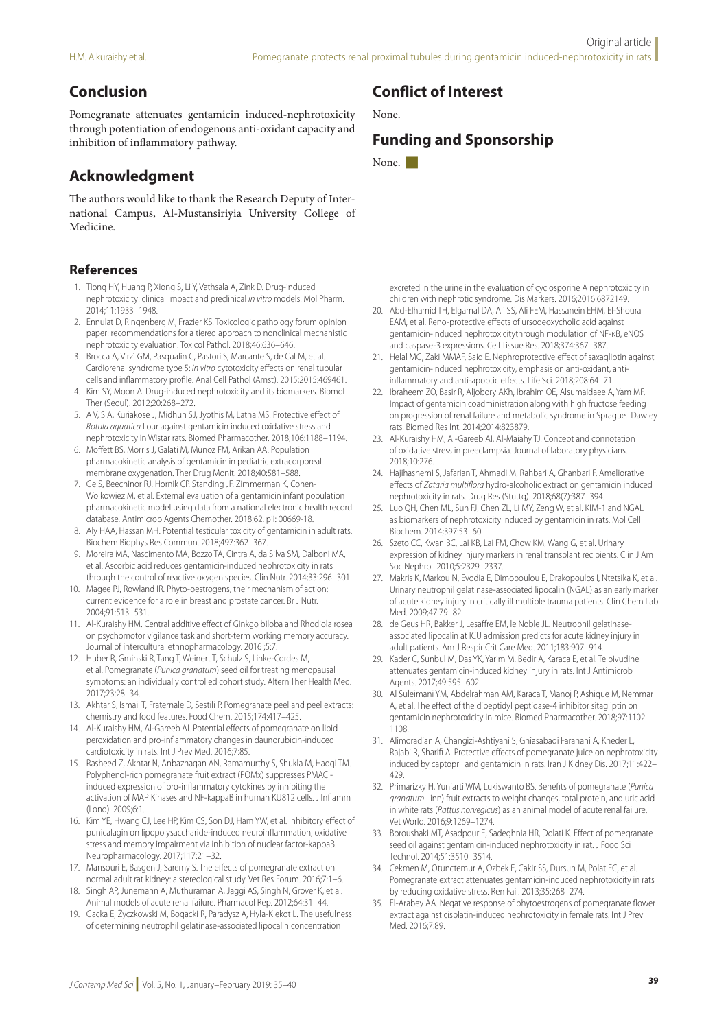## Conclusion

Pomegranate attenuates gentamicin induced-nephrotoxicity through potentiation of endogenous anti-oxidant capacity and inhibition of inflammatory pathway.

## Acknowledgment

The authors would like to thank the Research Deputy of International Campus, Al-Mustansiriyia University College of Medicine.

## Conflict of Interest

None.

## Funding and Sponsorship

None.

## References

1. Tiong HY, Huang P, Xiong S, Li Y, Vathsala A, Zink D. Drug-induced nephrotoxicity: clinical impact and preclinical *in vitro* models. Mol Pharm. 2014;11:1933–1948.
2. Ennulat D, Ringenberg M, Frazier KS. Toxicologic pathology forum opinion paper: recommendations for a tiered approach to nonclinical mechanistic nephrotoxicity evaluation. Toxicol Pathol. 2018;46:636–646.
3. Brocca A, Virzì GM, Pasqualin C, Pastori S, Marcante S, de Cal M, et al. Cardiorenal syndrome type 5: *in vitro* cytotoxicity effects on renal tubular cells and inflammatory profile. Anal Cell Pathol (Amst). 2015;2015:469461.
4. Kim SY, Moon A. Drug-induced nephrotoxicity and its biomarkers. Biomol Ther (Seoul). 2012;20:268–272.
5. A V, S A, Kuriakose J, Midhun SJ, Jyothis M, Latha MS. Protective effect of *Rotula aquatica* Lour against gentamicin induced oxidative stress and nephrotoxicity in Wistar rats. Biomed Pharmacother. 2018;106:1188–1194.
6. Moffett BS, Morris J, Galati M, Munoz FM, Arikan AA. Population pharmacokinetic analysis of gentamicin in pediatric extracorporeal membrane oxygenation. Ther Drug Monit. 2018;40:581–588.
7. Ge S, Beechinor RJ, Hornik CP, Standing JF, Zimmerman K, Cohen-Wolkowiez M, et al. External evaluation of a gentamicin infant population pharmacokinetic model using data from a national electronic health record database. Antimicrob Agents Chemother. 2018;62. pii: 00669-18.
8. Aly HAA, Hassan MH. Potential testicular toxicity of gentamicin in adult rats. Biochem Biophys Res Commun. 2018;497:362–367.
9. Moreira MA, Nascimento MA, Bozzo TA, Cintra A, da Silva SM, Dalboni MA, et al. Ascorbic acid reduces gentamicin-induced nephrotoxicity in rats through the control of reactive oxygen species. Clin Nutr. 2014;33:296–301.
10. Magee PJ, Rowland IR. Phyto-oestrogens, their mechanism of action: current evidence for a role in breast and prostate cancer. Br J Nutr. 2004;91:513–531.
11. Al-Kuraishy HM. Central additive effect of Ginkgo biloba and Rhodiola rosea on psychomotor vigilance task and short-term working memory accuracy. Journal of intercultural ethnopharmacology. 2016 ;5:7.
12. Huber R, Gminski R, Tang T, Weinert T, Schulz S, Linke-Cordes M, et al. Pomegranate (*Punica granatum*) seed oil for treating menopausal symptoms: an individually controlled cohort study. Altern Ther Health Med. 2017;23:28–34.
13. Akhtar S, Ismail T, Fraternale D, Sestili P. Pomegranate peel and peel extracts: chemistry and food features. Food Chem. 2015;174:417–425.
14. Al-Kuraishy HM, Al-Gareeb AI. Potential effects of pomegranate on lipid peroxidation and pro-inflammatory changes in daunorubicin-induced cardiotoxicity in rats. Int J Prev Med. 2016;7:85.
15. Rasheed Z, Akhtar N, Anbazhagan AN, Ramamurthy S, Shukla M, Haqqi TM. Polyphenol-rich pomegranate fruit extract (POMx) suppresses PMACI-induced expression of pro-inflammatory cytokines by inhibiting the activation of MAP Kinases and NF-kappaB in human KU812 cells. J Inflamm (Lond). 2009;6:1.
16. Kim YE, Hwang CJ, Lee HP, Kim CS, Son DJ, Ham YW, et al. Inhibitory effect of punicalagin on lipopolysaccharide-induced neuroinflammation, oxidative stress and memory impairment via inhibition of nuclear factor-kappaB. Neuropharmacology. 2017;117:21–32.
17. Mansouri E, Basgen J, Saremy S. The effects of pomegranate extract on normal adult rat kidney: a stereological study. Vet Res Forum. 2016;7:1–6.
18. Singh AP, Junemann A, Muthuraman A, Jaggi AS, Singh N, Grover K, et al. Animal models of acute renal failure. Pharmacol Rep. 2012;64:31–44.
19. Gacka E, Życzkowski M, Bogacki R, Paradysz A, Hyla-Klekot L. The usefulness of determining neutrophil gelatinase-associated lipocalin concentration excreted in the urine in the evaluation of cyclosporine A nephrotoxicity in children with nephrotic syndrome. Dis Markers. 2016;2016:6872149.
20. Abd-Elhamid TH, Elgamal DA, Ali SS, Ali FEM, Hassanein EHM, El-Shoura EAM, et al. Reno-protective effects of ursodeoxycholic acid against gentamicin-induced nephrotoxicitythrough modulation of NF-κB, eNOS and caspase-3 expressions. Cell Tissue Res. 2018;374:367–387.
21. Helal MG, Zaki MMAF, Said E. Nephroprotective effect of saxagliptin against gentamicin-induced nephrotoxicity, emphasis on anti-oxidant, anti-inflammatory and anti-apoptic effects. Life Sci. 2018;208:64–71.
22. Ibraheem ZO, Basir R, Aljobory AKh, Ibrahim OE, Alsumaidaee A, Yam MF. Impact of gentamicin coadministration along with high fructose feeding on progression of renal failure and metabolic syndrome in Sprague–Dawley rats. Biomed Res Int. 2014;2014:823879.
23. Al-Kuraishy HM, Al-Gareeb AI, Al-Maiahy TJ. Concept and connotation of oxidative stress in preeclampsia. Journal of laboratory physicians. 2018;10:276.
24. Hajihashemi S, Jafarian T, Ahmadi M, Rahbari A, Ghanbari F. Ameliorative effects of *Zataria multiflora* hydro-alcoholic extract on gentamicin induced nephrotoxicity in rats. Drug Res (Stuttg). 2018;68(7):387–394.
25. Luo QH, Chen ML, Sun FJ, Chen ZL, Li MY, Zeng W, et al. KIM-1 and NGAL as biomarkers of nephrotoxicity induced by gentamicin in rats. Mol Cell Biochem. 2014;397:53–60.
26. Szeto CC, Kwan BC, Lai KB, Lai FM, Chow KM, Wang G, et al. Urinary expression of kidney injury markers in renal transplant recipients. Clin J Am Soc Nephrol. 2010;5:2329–2337.
27. Makris K, Markou N, Evodia E, Dimopoulou E, Drakopoulos I, Ntetsika K, et al. Urinary neutrophil gelatinase-associated lipocalin (NGAL) as an early marker of acute kidney injury in critically ill multiple trauma patients. Clin Chem Lab Med. 2009;47:79–82.
28. de Geus HR, Bakker J, Lesaffre EM, le Noble JL. Neutrophil gelatinase-associated lipocalin at ICU admission predicts for acute kidney injury in adult patients. Am J Respir Crit Care Med. 2011;183:907–914.
29. Kader C, Sunbul M, Das YK, Yarim M, Bedir A, Karaca E, et al. Telbivudine attenuates gentamicin-induced kidney injury in rats. Int J Antimicrob Agents. 2017;49:595–602.
30. Al Suleimani YM, Abdelrahman AM, Karaca T, Manoj P, Ashique M, Nemmar A, et al. The effect of the dipeptidyl peptidase-4 inhibitor sitagliptin on gentamicin nephrotoxicity in mice. Biomed Pharmacother. 2018;97:1102–1108.
31. Alimoradian A, Changizi-Ashtiyani S, Ghiasabadi Farahani A, Kheder L, Rajabi R, Sharifi A. Protective effects of pomegranate juice on nephrotoxicity induced by captopril and gentamicin in rats. Iran J Kidney Dis. 2017;11:422–429.
32. Primarizky H, Yuniarti WM, Lukiswanto BS. Benefits of pomegranate (*Punica granatum* Linn) fruit extracts to weight changes, total protein, and uric acid in white rats (*Rattus norvegicus*) as an animal model of acute renal failure. Vet World. 2016;9:1269–1274.
33. Boroushaki MT, Asadpour E, Sadeghnia HR, Dolati K. Effect of pomegranate seed oil against gentamicin-induced nephrotoxicity in rat. J Food Sci Technol. 2014;51:3510–3514.
34. Cekmen M, Otunctemur A, Ozbek E, Cakir SS, Dursun M, Polat EC, et al. Pomegranate extract attenuates gentamicin-induced nephrotoxicity in rats by reducing oxidative stress. Ren Fail. 2013;35:268–274.
35. El-Arabey AA. Negative response of phytoestrogens of pomegranate flower extract against cisplatin-induced nephrotoxicity in female rats. Int J Prev Med. 2016;7:89.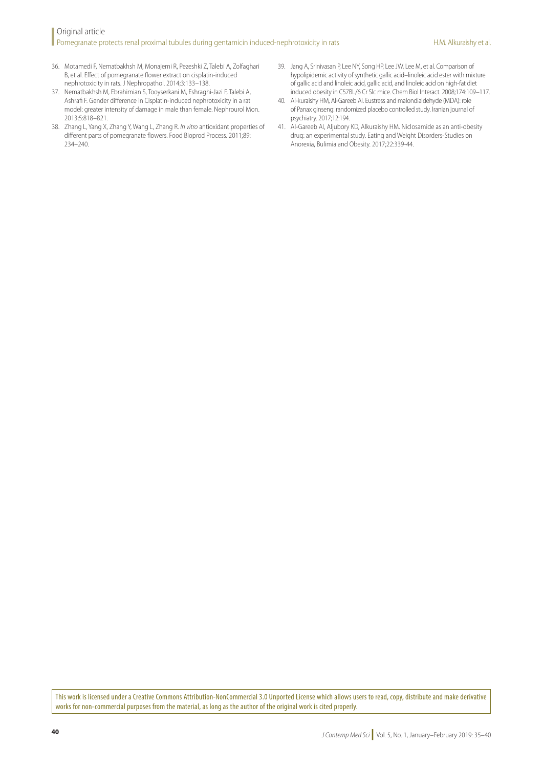36. Motamedi F, Nematbakhsh M, Monajemi R, Pezeshki Z, Talebi A, Zolfaghari B, et al. Effect of pomegranate flower extract on cisplatin-induced nephrotoxicity in rats. J Nephropathol. 2014;3:133–138.
37. Nematbakhsh M, Ebrahimian S, Tooyserkani M, Eshraghi-Jazi F, Talebi A, Ashrafi F. Gender difference in Cisplatin-induced nephrotoxicity in a rat model: greater intensity of damage in male than female. Nephrourol Mon. 2013;5:818–821.
38. Zhang L, Yang X, Zhang Y, Wang L, Zhang R. *In vitro* antioxidant properties of different parts of pomegranate flowers. Food Bioprod Process. 2011;89: 234–240.
39. Jang A, Srinivasan P, Lee NY, Song HP, Lee JW, Lee M, et al. Comparison of hypolipidemic activity of synthetic gallic acid–linoleic acid ester with mixture of gallic acid and linoleic acid, gallic acid, and linoleic acid on high-fat diet induced obesity in C57BL/6 Cr Slc mice. Chem Biol Interact. 2008;174:109–117.
40. Al-kuraishy HM, Al-Gareeb AI. Eustress and malondialdehyde (MDA): role of Panax ginseng: randomized placebo controlled study. Iranian journal of psychiatry. 2017;12:194.
41. Al-Gareeb AI, Aljubory KD, Alkuraishy HM. Niclosamide as an anti-obesity drug: an experimental study. Eating and Weight Disorders-Studies on Anorexia, Bulimia and Obesity. 2017;22:339-44.

This work is licensed under a Creative Commons Attribution-NonCommercial 3.0 Unported License which allows users to read, copy, distribute and make derivative works for non-commercial purposes from the material, as long as the author of the original work is cited properly.